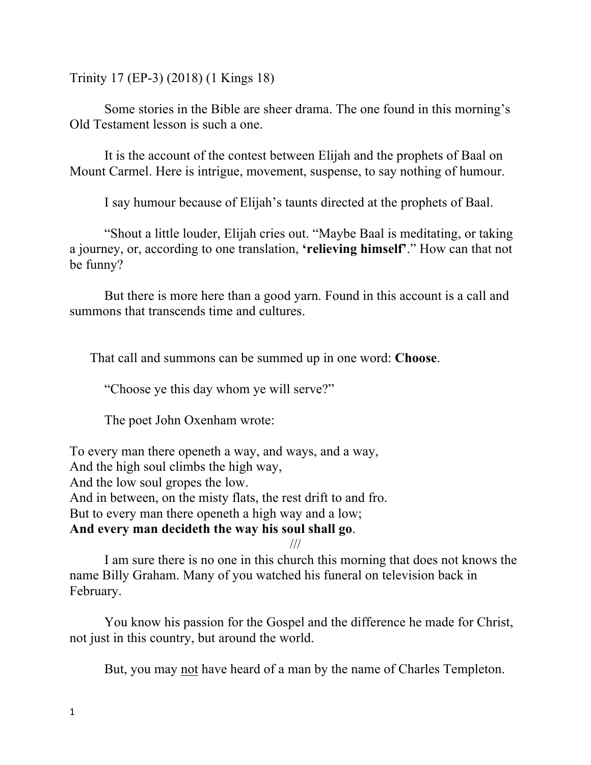Trinity 17 (EP-3) (2018) (1 Kings 18)

Some stories in the Bible are sheer drama. The one found in this morning's Old Testament lesson is such a one.

It is the account of the contest between Elijah and the prophets of Baal on Mount Carmel. Here is intrigue, movement, suspense, to say nothing of humour.

I say humour because of Elijah's taunts directed at the prophets of Baal.

"Shout a little louder, Elijah cries out. "Maybe Baal is meditating, or taking a journey, or, according to one translation, **'relieving himself'**." How can that not be funny?

But there is more here than a good yarn. Found in this account is a call and summons that transcends time and cultures.

That call and summons can be summed up in one word: **Choose**.

"Choose ye this day whom ye will serve?"

The poet John Oxenham wrote:

To every man there openeth a way, and ways, and a way,
And the high soul climbs the high way,
And the low soul gropes the low.
And in between, on the misty flats, the rest drift to and fro.
But to every man there openeth a high way and a low;
**And every man decideth the way his soul shall go**.

///

I am sure there is no one in this church this morning that does not knows the name Billy Graham. Many of you watched his funeral on television back in February.

You know his passion for the Gospel and the difference he made for Christ, not just in this country, but around the world.

But, you may <u>not</u> have heard of a man by the name of Charles Templeton.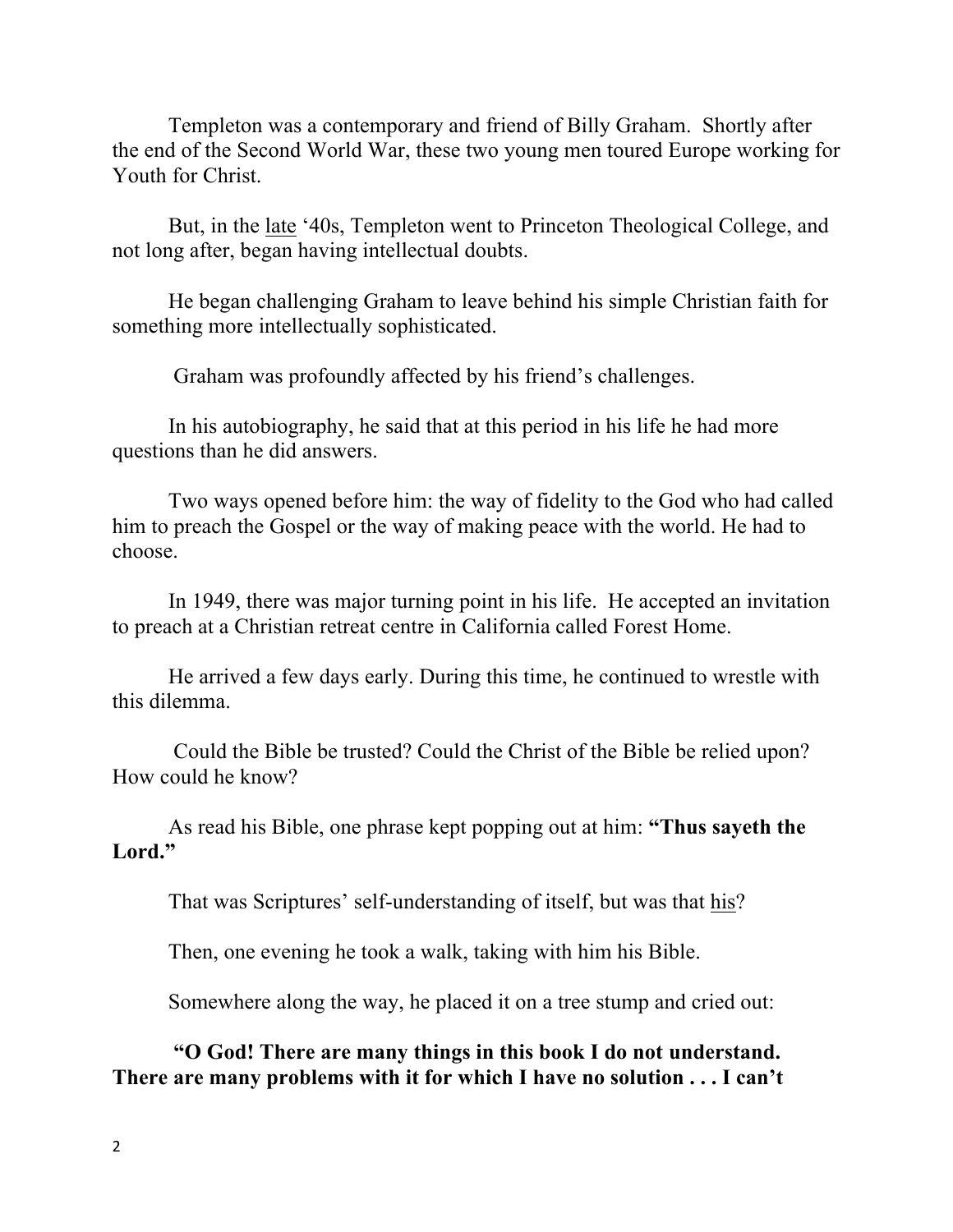Templeton was a contemporary and friend of Billy Graham. Shortly after the end of the Second World War, these two young men toured Europe working for Youth for Christ.

But, in the <u>late</u> '40s, Templeton went to Princeton Theological College, and not long after, began having intellectual doubts.

He began challenging Graham to leave behind his simple Christian faith for something more intellectually sophisticated.

Graham was profoundly affected by his friend's challenges.

In his autobiography, he said that at this period in his life he had more questions than he did answers.

Two ways opened before him: the way of fidelity to the God who had called him to preach the Gospel or the way of making peace with the world. He had to choose.

In 1949, there was major turning point in his life. He accepted an invitation to preach at a Christian retreat centre in California called Forest Home.

He arrived a few days early. During this time, he continued to wrestle with this dilemma.

Could the Bible be trusted? Could the Christ of the Bible be relied upon? How could he know?

As read his Bible, one phrase kept popping out at him: **"Thus sayeth the Lord."**

That was Scriptures' self-understanding of itself, but was that <u>his</u>?

Then, one evening he took a walk, taking with him his Bible.

Somewhere along the way, he placed it on a tree stump and cried out:

**"O God! There are many things in this book I do not understand. There are many problems with it for which I have no solution . . . I can't**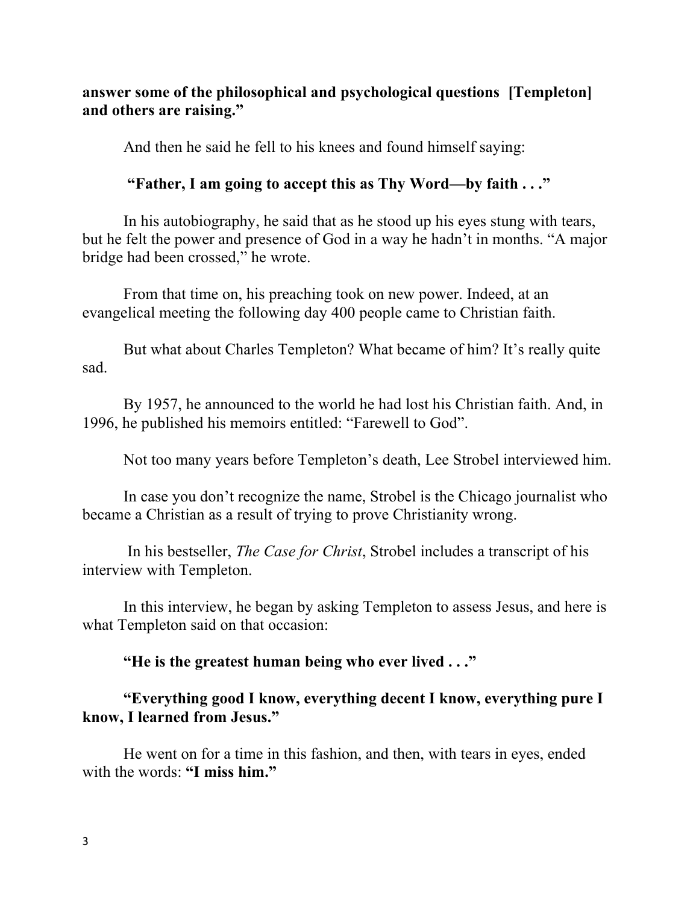**answer some of the philosophical and psychological questions [Templeton] and others are raising."**

And then he said he fell to his knees and found himself saying:

**"Father, I am going to accept this as Thy Word—by faith . . ."**

In his autobiography, he said that as he stood up his eyes stung with tears, but he felt the power and presence of God in a way he hadn't in months. "A major bridge had been crossed," he wrote.

From that time on, his preaching took on new power. Indeed, at an evangelical meeting the following day 400 people came to Christian faith.

But what about Charles Templeton? What became of him? It's really quite sad.

By 1957, he announced to the world he had lost his Christian faith. And, in 1996, he published his memoirs entitled: "Farewell to God".

Not too many years before Templeton's death, Lee Strobel interviewed him.

In case you don't recognize the name, Strobel is the Chicago journalist who became a Christian as a result of trying to prove Christianity wrong.

In his bestseller, *The Case for Christ*, Strobel includes a transcript of his interview with Templeton.

In this interview, he began by asking Templeton to assess Jesus, and here is what Templeton said on that occasion:

**"He is the greatest human being who ever lived . . ."**

**"Everything good I know, everything decent I know, everything pure I know, I learned from Jesus."**

He went on for a time in this fashion, and then, with tears in eyes, ended with the words: **"I miss him."**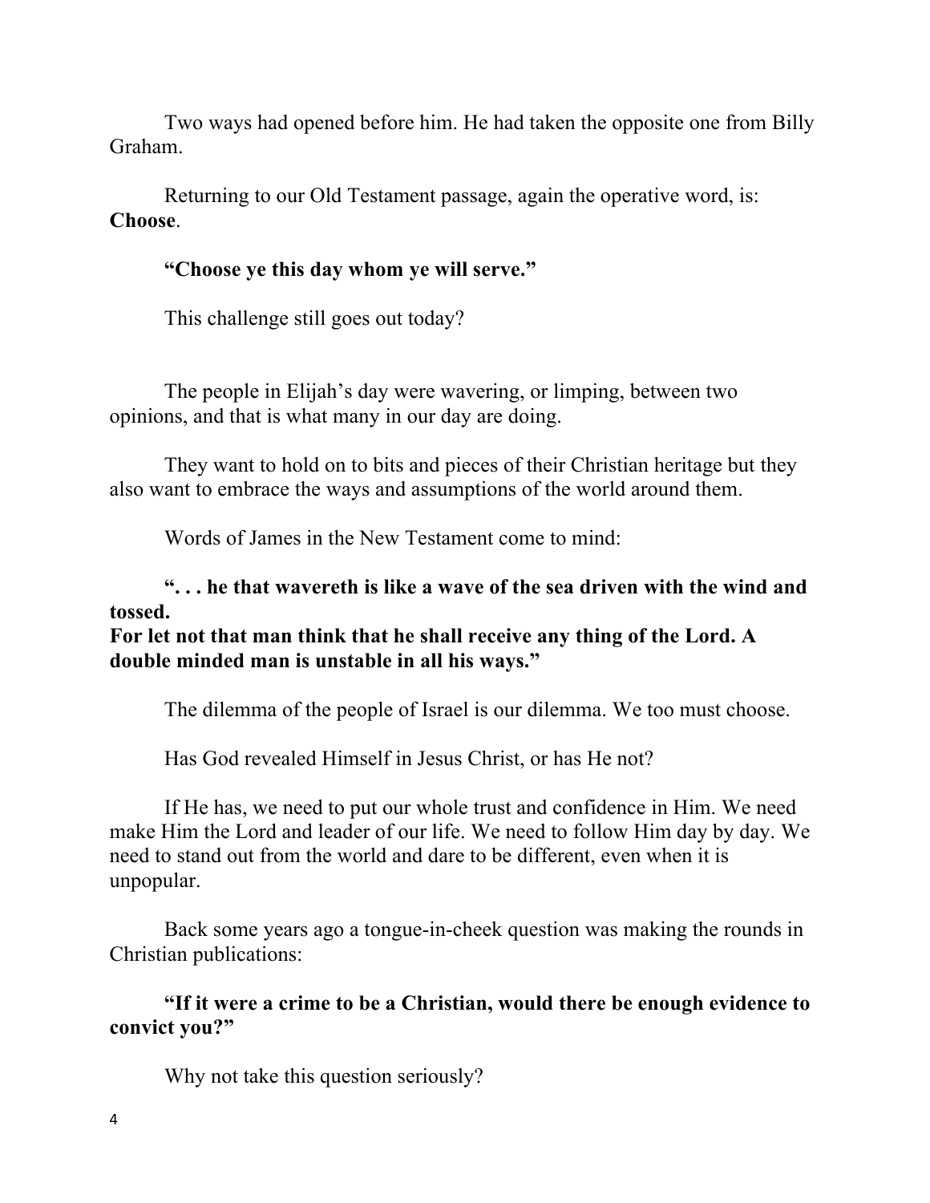Two ways had opened before him. He had taken the opposite one from Billy Graham.

Returning to our Old Testament passage, again the operative word, is: **Choose**.

**"Choose ye this day whom ye will serve."**

This challenge still goes out today?

The people in Elijah's day were wavering, or limping, between two opinions, and that is what many in our day are doing.

They want to hold on to bits and pieces of their Christian heritage but they also want to embrace the ways and assumptions of the world around them.

Words of James in the New Testament come to mind:

**". . . he that wavereth is like a wave of the sea driven with the wind and tossed.**
**For let not that man think that he shall receive any thing of the Lord. A double minded man is unstable in all his ways."**

The dilemma of the people of Israel is our dilemma. We too must choose.

Has God revealed Himself in Jesus Christ, or has He not?

If He has, we need to put our whole trust and confidence in Him. We need make Him the Lord and leader of our life. We need to follow Him day by day. We need to stand out from the world and dare to be different, even when it is unpopular.

Back some years ago a tongue-in-cheek question was making the rounds in Christian publications:

**"If it were a crime to be a Christian, would there be enough evidence to convict you?"**

Why not take this question seriously?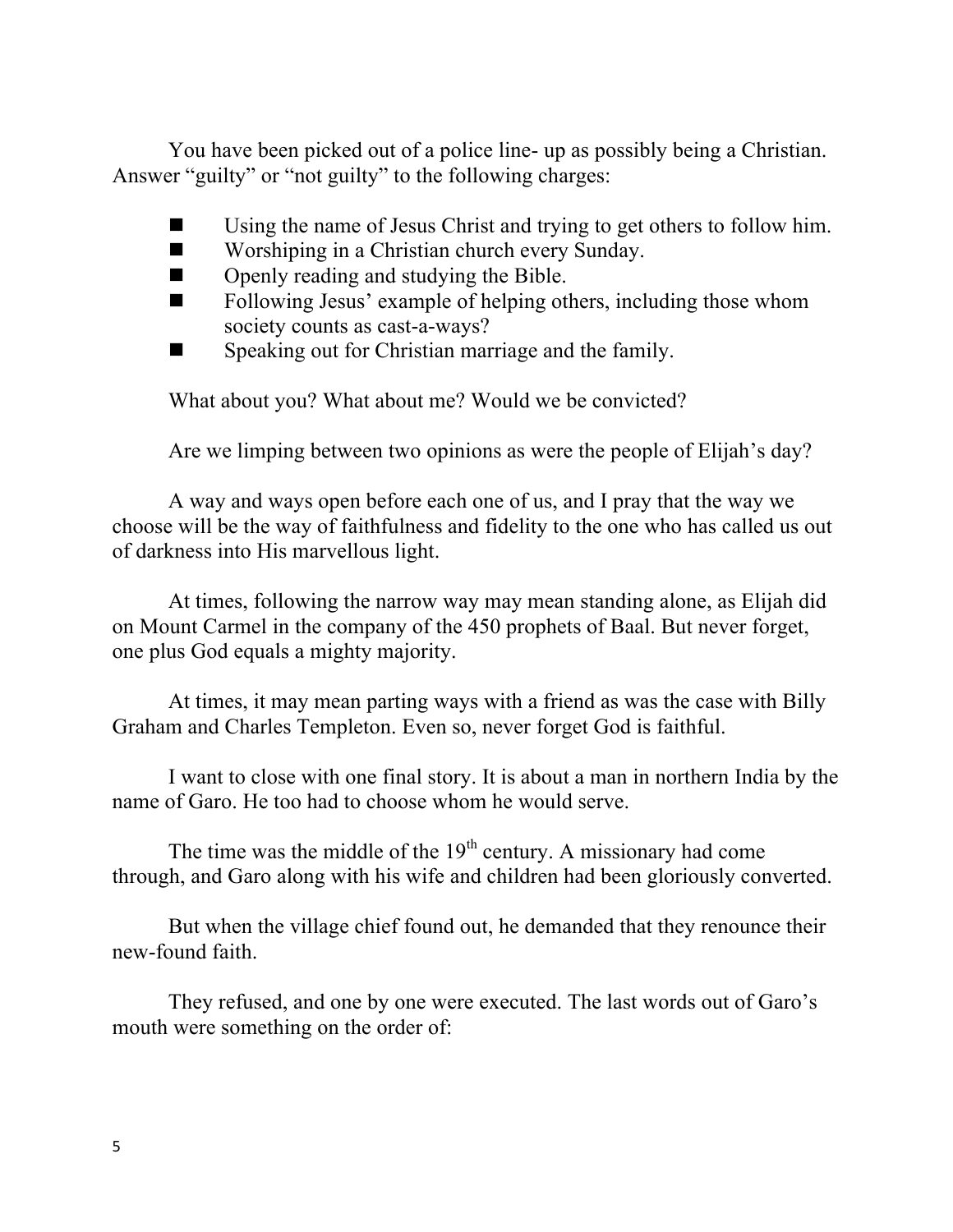You have been picked out of a police line- up as possibly being a Christian. Answer "guilty" or "not guilty" to the following charges:

- Using the name of Jesus Christ and trying to get others to follow him.
- Worshiping in a Christian church every Sunday.
- Openly reading and studying the Bible.
- Following Jesus' example of helping others, including those whom society counts as cast-a-ways?
- Speaking out for Christian marriage and the family.

What about you? What about me? Would we be convicted?

Are we limping between two opinions as were the people of Elijah's day?

A way and ways open before each one of us, and I pray that the way we choose will be the way of faithfulness and fidelity to the one who has called us out of darkness into His marvellous light.

At times, following the narrow way may mean standing alone, as Elijah did on Mount Carmel in the company of the 450 prophets of Baal. But never forget, one plus God equals a mighty majority.

At times, it may mean parting ways with a friend as was the case with Billy Graham and Charles Templeton. Even so, never forget God is faithful.

I want to close with one final story. It is about a man in northern India by the name of Garo. He too had to choose whom he would serve.

The time was the middle of the 19th century. A missionary had come through, and Garo along with his wife and children had been gloriously converted.

But when the village chief found out, he demanded that they renounce their new-found faith.

They refused, and one by one were executed. The last words out of Garo's mouth were something on the order of: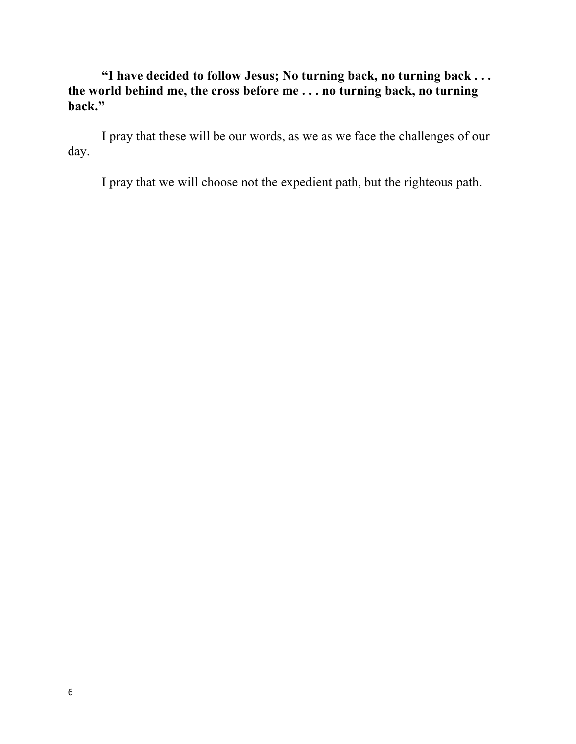**"I have decided to follow Jesus; No turning back, no turning back . . . the world behind me, the cross before me . . . no turning back, no turning back."**

I pray that these will be our words, as we as we face the challenges of our day.

I pray that we will choose not the expedient path, but the righteous path.